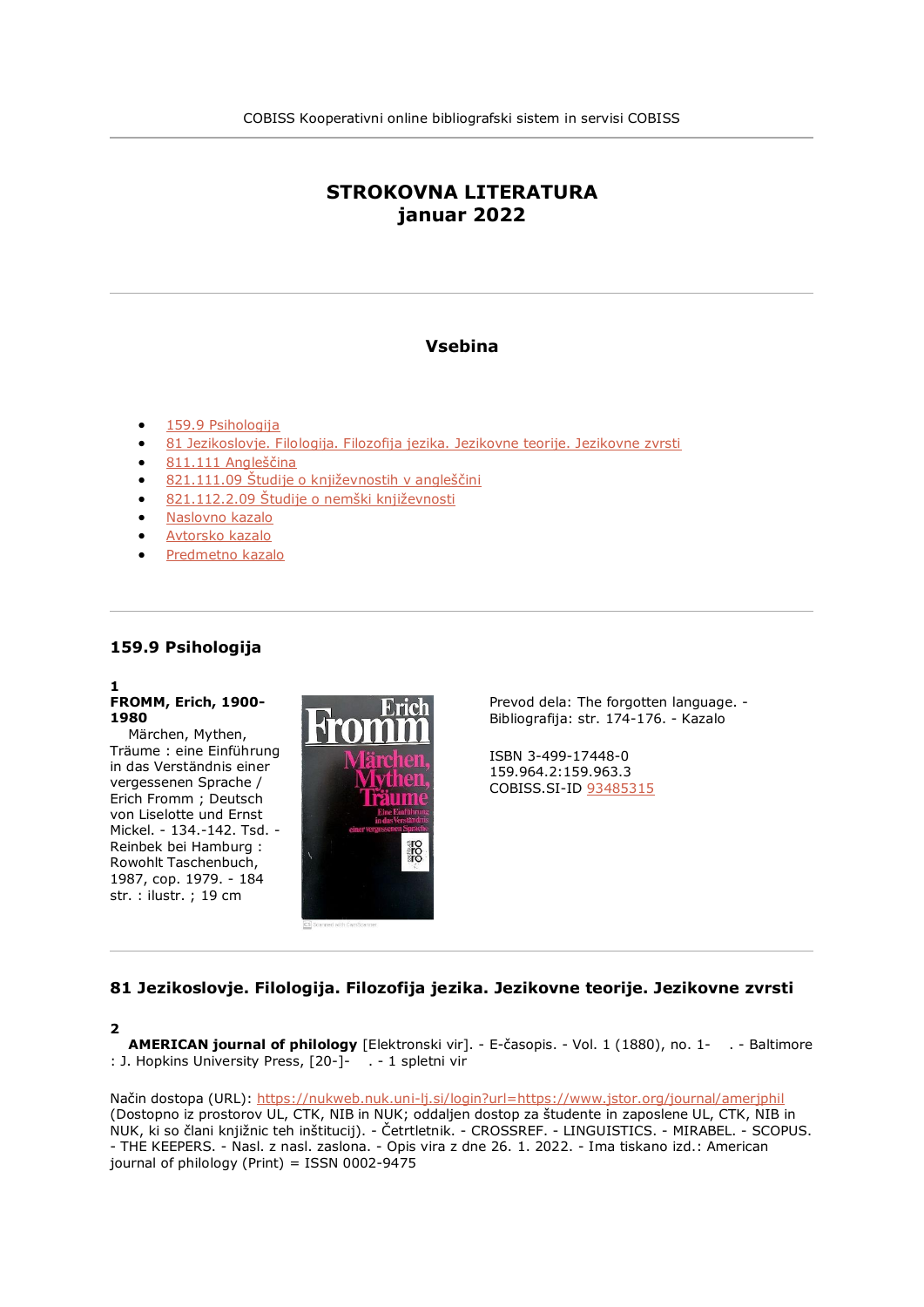COBISS Kooperativni online bibliografski sistem in servisi COBISS

# STROKOVNA LITERATURA
# januar 2022

## Vsebina

- [159.9 Psihologija]
- [81 Jezikoslovje. Filologija. Filozofija jezika. Jezikovne teorije. Jezikovne zvrsti]
- [811.111 Angleščina]
- [821.111.09 Študije o književnostih v angleščini]
- [821.112.2.09 Študije o nemški književnosti]
- [Naslovno kazalo]
- [Avtorsko kazalo]
- [Predmetno kazalo]

## 159.9 Psihologija

**1**
**FROMM, Erich, 1900-1980**
Märchen, Mythen, Träume : eine Einführung in das Verständnis einer vergessenen Sprache / Erich Fromm ; Deutsch von Liselotte und Ernst Mickel. - 134.-142. Tsd. - Reinbek bei Hamburg : Rowohlt Taschenbuch, 1987, cop. 1979. - 184 str. : ilustr. ; 19 cm

Prevod dela: The forgotten language. - Bibliografija: str. 174-176. - Kazalo

ISBN 3-499-17448-0
159.964.2:159.963.3
COBISS.SI-ID 93485315

## 81 Jezikoslovje. Filologija. Filozofija jezika. Jezikovne teorije. Jezikovne zvrsti

**2**
**AMERICAN journal of philology** [Elektronski vir]. - E-časopis. - Vol. 1 (1880), no. 1- . - Baltimore : J. Hopkins University Press, [20-]- . - 1 spletni vir

Način dostopa (URL): https://nukweb.nuk.uni-lj.si/login?url=https://www.jstor.org/journal/amerjphil (Dostopno iz prostorov UL, CTK, NIB in NUK; oddaljen dostop za študente in zaposlene UL, CTK, NIB in NUK, ki so člani knjižnic teh inštitucij). - Četrtletnik. - CROSSREF. - LINGUISTICS. - MIRABEL. - SCOPUS. - THE KEEPERS. - Nasl. z nasl. zaslona. - Opis vira z dne 26. 1. 2022. - Ima tiskano izd.: American journal of philology (Print) = ISSN 0002-9475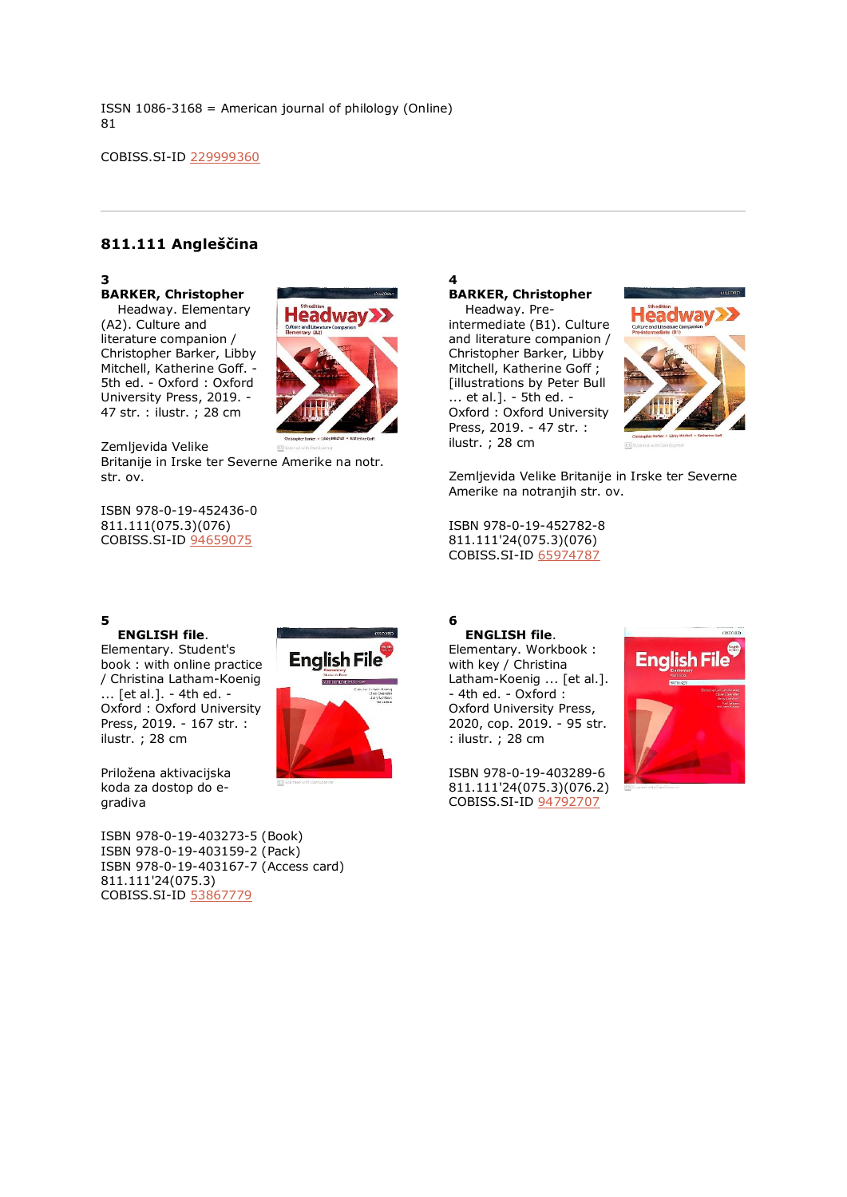ISSN 1086-3168 = American journal of philology (Online)
81

COBISS.SI-ID 229999360

---

## 811.111 Angleščina

**3**
**BARKER, Christopher**
Headway. Elementary (A2). Culture and literature companion / Christopher Barker, Libby Mitchell, Katherine Goff. - 5th ed. - Oxford : Oxford University Press, 2019. - 47 str. : ilustr. ; 28 cm

Zemljevida Velike Britanije in Irske ter Severne Amerike na notr. str. ov.

ISBN 978-0-19-452436-0
811.111(075.3)(076)
COBISS.SI-ID 94659075

**4**
**BARKER, Christopher**
Headway. Pre-intermediate (B1). Culture and literature companion / Christopher Barker, Libby Mitchell, Katherine Goff ; [illustrations by Peter Bull ... et al.]. - 5th ed. - Oxford : Oxford University Press, 2019. - 47 str. : ilustr. ; 28 cm

Zemljevida Velike Britanije in Irske ter Severne Amerike na notranjih str. ov.

ISBN 978-0-19-452782-8
811.111'24(075.3)(076)
COBISS.SI-ID 65974787

**5**
**ENGLISH file**. Elementary. Student's book : with online practice / Christina Latham-Koenig ... [et al.]. - 4th ed. - Oxford : Oxford University Press, 2019. - 167 str. : ilustr. ; 28 cm

Priložena aktivacijska koda za dostop do e-gradiva

ISBN 978-0-19-403273-5 (Book)
ISBN 978-0-19-403159-2 (Pack)
ISBN 978-0-19-403167-7 (Access card)
811.111'24(075.3)
COBISS.SI-ID 53867779

**6**
**ENGLISH file**. Elementary. Workbook : with key / Christina Latham-Koenig ... [et al.]. - 4th ed. - Oxford : Oxford University Press, 2020, cop. 2019. - 95 str. : ilustr. ; 28 cm

ISBN 978-0-19-403289-6
811.111'24(075.3)(076.2)
COBISS.SI-ID 94792707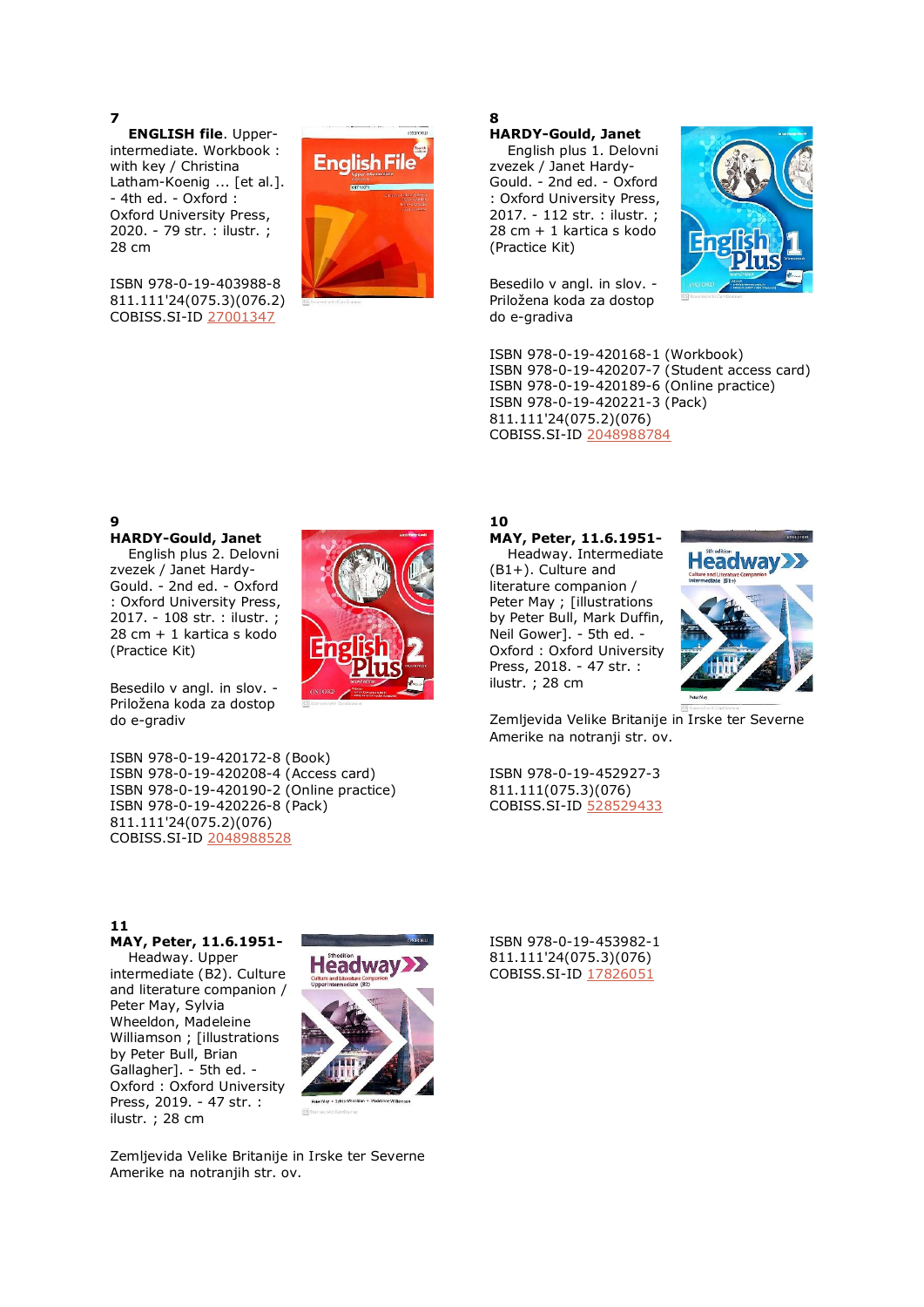**7**

**ENGLISH file**. Upper-intermediate. Workbook : with key / Christina Latham-Koenig ... [et al.]. - 4th ed. - Oxford : Oxford University Press, 2020. - 79 str. : ilustr. ; 28 cm

ISBN 978-0-19-403988-8
811.111'24(075.3)(076.2)
COBISS.SI-ID 27001347

**8**

**HARDY-Gould, Janet**

English plus 1. Delovni zvezek / Janet Hardy-Gould. - 2nd ed. - Oxford : Oxford University Press, 2017. - 112 str. : ilustr. ; 28 cm + 1 kartica s kodo (Practice Kit)

Besedilo v angl. in slov. - Priložena koda za dostop do e-gradiva

ISBN 978-0-19-420168-1 (Workbook)
ISBN 978-0-19-420207-7 (Student access card)
ISBN 978-0-19-420189-6 (Online practice)
ISBN 978-0-19-420221-3 (Pack)
811.111'24(075.2)(076)
COBISS.SI-ID 2048988784

**9**

**HARDY-Gould, Janet**

English plus 2. Delovni zvezek / Janet Hardy-Gould. - 2nd ed. - Oxford : Oxford University Press, 2017. - 108 str. : ilustr. ; 28 cm + 1 kartica s kodo (Practice Kit)

Besedilo v angl. in slov. - Priložena koda za dostop do e-gradiv

ISBN 978-0-19-420172-8 (Book)
ISBN 978-0-19-420208-4 (Access card)
ISBN 978-0-19-420190-2 (Online practice)
ISBN 978-0-19-420226-8 (Pack)
811.111'24(075.2)(076)
COBISS.SI-ID 2048988528

**10**

**MAY, Peter, 11.6.1951-**

Headway. Intermediate (B1+). Culture and literature companion / Peter May ; [illustrations by Peter Bull, Mark Duffin, Neil Gower]. - 5th ed. - Oxford : Oxford University Press, 2018. - 47 str. : ilustr. ; 28 cm

Zemljevida Velike Britanije in Irske ter Severne Amerike na notranji str. ov.

ISBN 978-0-19-452927-3
811.111(075.3)(076)
COBISS.SI-ID 528529433

**11**

**MAY, Peter, 11.6.1951-**

Headway. Upper intermediate (B2). Culture and literature companion / Peter May, Sylvia Wheeldon, Madeleine Williamson ; [illustrations by Peter Bull, Brian Gallagher]. - 5th ed. - Oxford : Oxford University Press, 2019. - 47 str. : ilustr. ; 28 cm

Zemljevida Velike Britanije in Irske ter Severne Amerike na notranjih str. ov.

ISBN 978-0-19-453982-1
811.111'24(075.3)(076)
COBISS.SI-ID 17826051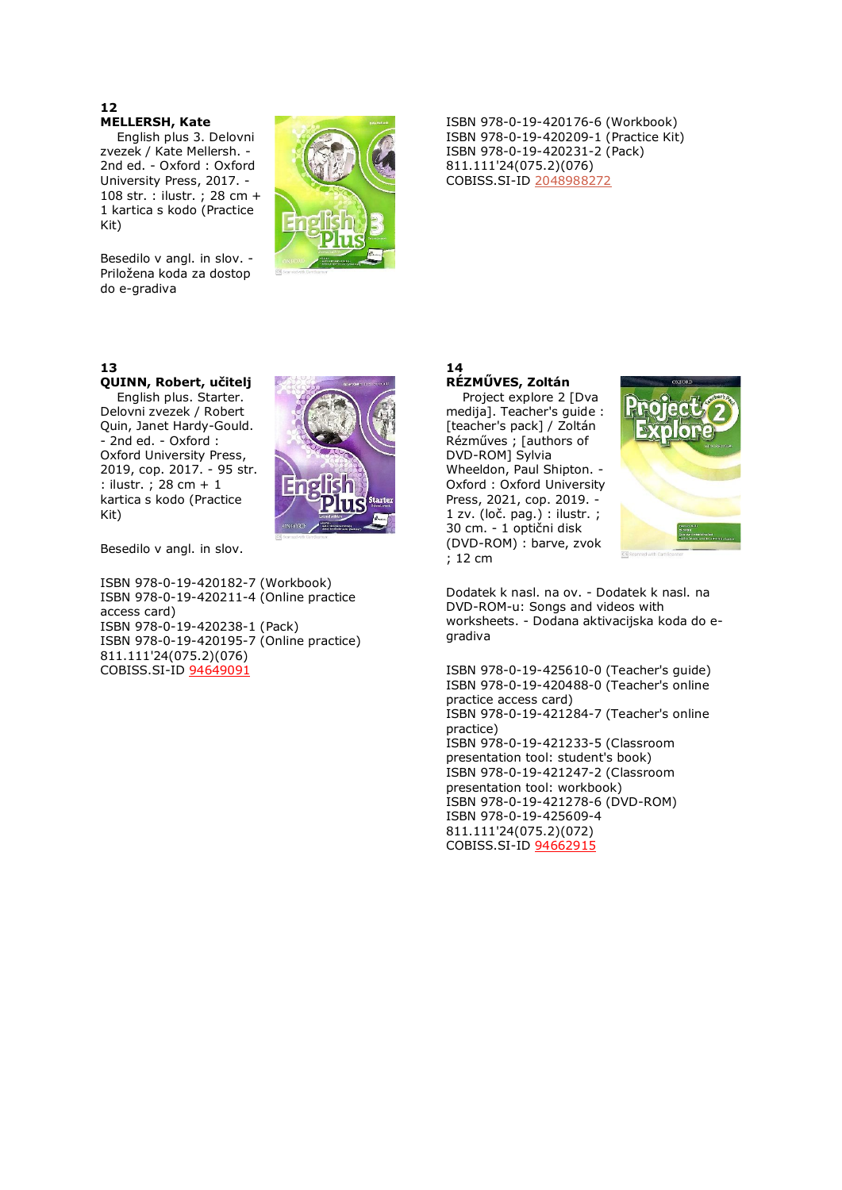**12**
**MELLERSH, Kate**
English plus 3. Delovni zvezek / Kate Mellersh. - 2nd ed. - Oxford : Oxford University Press, 2017. - 108 str. : ilustr. ; 28 cm + 1 kartica s kodo (Practice Kit)

Besedilo v angl. in slov. - Priložena koda za dostop do e-gradiva

ISBN 978-0-19-420176-6 (Workbook)
ISBN 978-0-19-420209-1 (Practice Kit)
ISBN 978-0-19-420231-2 (Pack)
811.111'24(075.2)(076)
COBISS.SI-ID 2048988272

**13**
**QUINN, Robert, učitelj**
English plus. Starter. Delovni zvezek / Robert Quin, Janet Hardy-Gould. - 2nd ed. - Oxford : Oxford University Press, 2019, cop. 2017. - 95 str. : ilustr. ; 28 cm + 1 kartica s kodo (Practice Kit)

Besedilo v angl. in slov.

ISBN 978-0-19-420182-7 (Workbook)
ISBN 978-0-19-420211-4 (Online practice access card)
ISBN 978-0-19-420238-1 (Pack)
ISBN 978-0-19-420195-7 (Online practice)
811.111'24(075.2)(076)
COBISS.SI-ID 94649091

**14**
**RÉZMŰVES, Zoltán**
Project explore 2 [Dva medija]. Teacher's guide : [teacher's pack] / Zoltán Rézműves ; [authors of DVD-ROM] Sylvia Wheeldon, Paul Shipton. - Oxford : Oxford University Press, 2021, cop. 2019. - 1 zv. (loč. pag.) : ilustr. ; 30 cm. - 1 optični disk (DVD-ROM) : barve, zvok ; 12 cm

Dodatek k nasl. na ov. - Dodatek k nasl. na DVD-ROM-u: Songs and videos with worksheets. - Dodana aktivacijska koda do e-gradiva

ISBN 978-0-19-425610-0 (Teacher's guide)
ISBN 978-0-19-420488-0 (Teacher's online practice access card)
ISBN 978-0-19-421284-7 (Teacher's online practice)
ISBN 978-0-19-421233-5 (Classroom presentation tool: student's book)
ISBN 978-0-19-421247-2 (Classroom presentation tool: workbook)
ISBN 978-0-19-421278-6 (DVD-ROM)
ISBN 978-0-19-425609-4
811.111'24(075.2)(072)
COBISS.SI-ID 94662915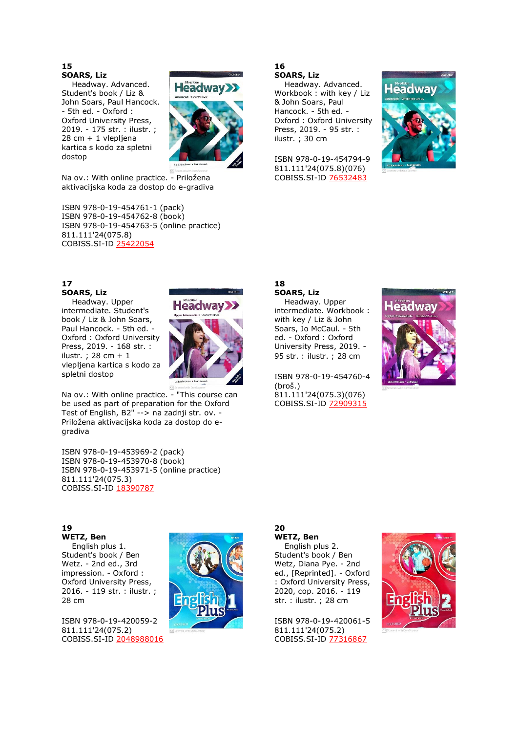**15**
**SOARS, Liz**

Headway. Advanced. Student's book / Liz & John Soars, Paul Hancock. - 5th ed. - Oxford : Oxford University Press, 2019. - 175 str. : ilustr. ; 28 cm + 1 vlepljena kartica s kodo za spletni dostop

Na ov.: With online practice. - Priložena aktivacijska koda za dostop do e-gradiva

ISBN 978-0-19-454761-1 (pack)
ISBN 978-0-19-454762-8 (book)
ISBN 978-0-19-454763-5 (online practice)
811.111'24(075.8)
COBISS.SI-ID 25422054

**16**
**SOARS, Liz**

Headway. Advanced. Workbook : with key / Liz & John Soars, Paul Hancock. - 5th ed. - Oxford : Oxford University Press, 2019. - 95 str. : ilustr. ; 30 cm

ISBN 978-0-19-454794-9
811.111'24(075.8)(076)
COBISS.SI-ID 76532483

**17**
**SOARS, Liz**

Headway. Upper intermediate. Student's book / Liz & John Soars, Paul Hancock. - 5th ed. - Oxford : Oxford University Press, 2019. - 168 str. : ilustr. ; 28 cm + 1 vlepljena kartica s kodo za spletni dostop

Na ov.: With online practice. - "This course can be used as part of preparation for the Oxford Test of English, B2" --> na zadnji str. ov. - Priložena aktivacijska koda za dostop do e-gradiva

ISBN 978-0-19-453969-2 (pack)
ISBN 978-0-19-453970-8 (book)
ISBN 978-0-19-453971-5 (online practice)
811.111'24(075.3)
COBISS.SI-ID 18390787

**18**
**SOARS, Liz**

Headway. Upper intermediate. Workbook : with key / Liz & John Soars, Jo McCaul. - 5th ed. - Oxford : Oxford University Press, 2019. - 95 str. : ilustr. ; 28 cm

ISBN 978-0-19-454760-4 (broš.)
811.111'24(075.3)(076)
COBISS.SI-ID 72909315

**19**
**WETZ, Ben**

English plus 1. Student's book / Ben Wetz. - 2nd ed., 3rd impression. - Oxford : Oxford University Press, 2016. - 119 str. : ilustr. ; 28 cm

ISBN 978-0-19-420059-2
811.111'24(075.2)
COBISS.SI-ID 2048988016

**20**
**WETZ, Ben**

English plus 2. Student's book / Ben Wetz, Diana Pye. - 2nd ed., [Reprinted]. - Oxford : Oxford University Press, 2020, cop. 2016. - 119 str. : ilustr. ; 28 cm

ISBN 978-0-19-420061-5
811.111'24(075.2)
COBISS.SI-ID 77316867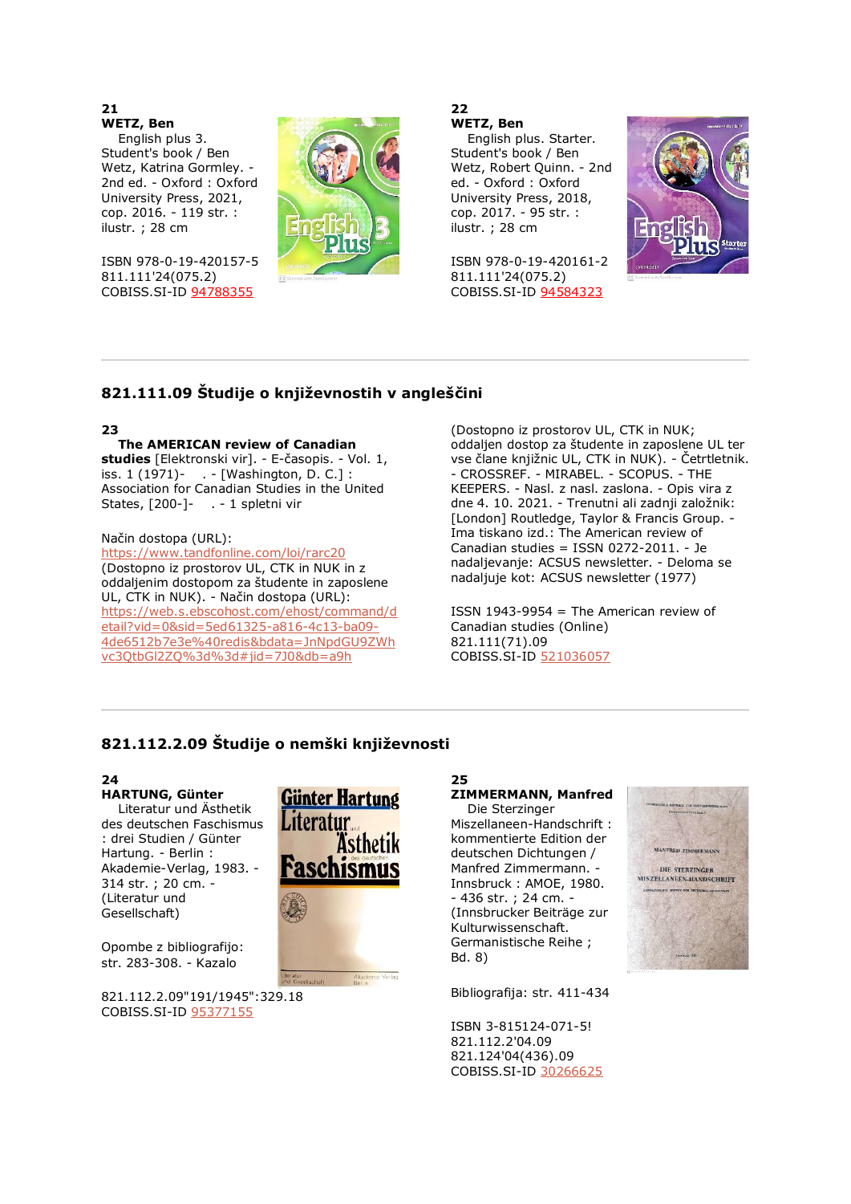**21**
**WETZ, Ben**
English plus 3. Student's book / Ben Wetz, Katrina Gormley. - 2nd ed. - Oxford : Oxford University Press, 2021, cop. 2016. - 119 str. : ilustr. ; 28 cm

ISBN 978-0-19-420157-5
811.111'24(075.2)
COBISS.SI-ID 94788355

**22**
**WETZ, Ben**
English plus. Starter. Student's book / Ben Wetz, Robert Quinn. - 2nd ed. - Oxford : Oxford University Press, 2018, cop. 2017. - 95 str. : ilustr. ; 28 cm

ISBN 978-0-19-420161-2
811.111'24(075.2)
COBISS.SI-ID 94584323

---

## 821.111.09 Študije o književnostih v angleščini

**23**
**The AMERICAN review of Canadian studies** [Elektronski vir]. - E-časopis. - Vol. 1, iss. 1 (1971)- . - [Washington, D. C.] : Association for Canadian Studies in the United States, [200-]- . - 1 spletni vir

Način dostopa (URL): https://www.tandfonline.com/loi/rarc20 (Dostopno iz prostorov UL, CTK in NUK in z oddaljenim dostopom za študente in zaposlene UL, CTK in NUK). - Način dostopa (URL): https://web.s.ebscohost.com/ehost/command/detail?vid=0&sid=5ed61325-a816-4c13-ba09-4de6512b7e3e%40redis&bdata=JnNpdGU9ZWhvc3QtbGl2ZQ%3d%3d#jid=7J0&db=a9h (Dostopno iz prostorov UL, CTK in NUK; oddaljen dostop za študente in zaposlene UL ter vse člane knjižnic UL, CTK in NUK). - Četrtletnik. - CROSSREF. - MIRABEL. - SCOPUS. - THE KEEPERS. - Nasl. z nasl. zaslona. - Opis vira z dne 4. 10. 2021. - Trenutni ali zadnji založnik: [London] Routledge, Taylor & Francis Group. - Ima tiskano izd.: The American review of Canadian studies = ISSN 0272-2011. - Je nadaljevanje: ACSUS newsletter. - Deloma se nadaljuje kot: ACSUS newsletter (1977)

ISSN 1943-9954 = The American review of Canadian studies (Online)
821.111(71).09
COBISS.SI-ID 521036057

---

## 821.112.2.09 Študije o nemški književnosti

**24**
**HARTUNG, Günter**
Literatur und Ästhetik des deutschen Faschismus : drei Studien / Günter Hartung. - Berlin : Akademie-Verlag, 1983. - 314 str. ; 20 cm. - (Literatur und Gesellschaft)

Opombe z bibliografijo: str. 283-308. - Kazalo

821.112.2.09"191/1945":329.18
COBISS.SI-ID 95377155

**25**
**ZIMMERMANN, Manfred**
Die Sterzinger Miszellaneen-Handschrift : kommentierte Edition der deutschen Dichtungen / Manfred Zimmermann. - Innsbruck : AMOE, 1980. - 436 str. ; 24 cm. - (Innsbrucker Beiträge zur Kulturwissenschaft. Germanistische Reihe ; Bd. 8)

Bibliografija: str. 411-434

ISBN 3-815124-071-5!
821.112.2'04.09
821.124'04(436).09
COBISS.SI-ID 30266625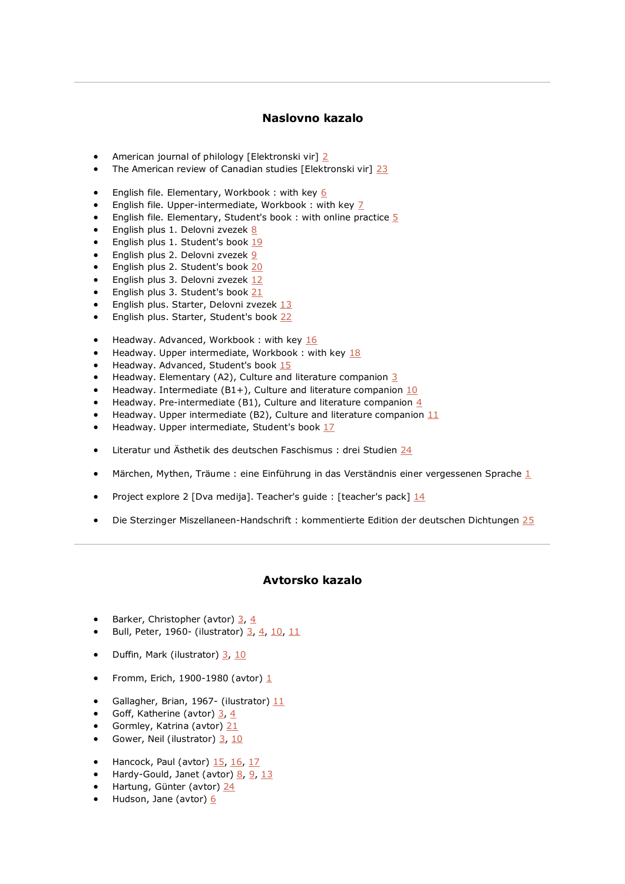## Naslovno kazalo

- American journal of philology [Elektronski vir] 2
- The American review of Canadian studies [Elektronski vir] 23

- English file. Elementary, Workbook : with key 6
- English file. Upper-intermediate, Workbook : with key 7
- English file. Elementary, Student's book : with online practice 5
- English plus 1. Delovni zvezek 8
- English plus 1. Student's book 19
- English plus 2. Delovni zvezek 9
- English plus 2. Student's book 20
- English plus 3. Delovni zvezek 12
- English plus 3. Student's book 21
- English plus. Starter, Delovni zvezek 13
- English plus. Starter, Student's book 22

- Headway. Advanced, Workbook : with key 16
- Headway. Upper intermediate, Workbook : with key 18
- Headway. Advanced, Student's book 15
- Headway. Elementary (A2), Culture and literature companion 3
- Headway. Intermediate (B1+), Culture and literature companion 10
- Headway. Pre-intermediate (B1), Culture and literature companion 4
- Headway. Upper intermediate (B2), Culture and literature companion 11
- Headway. Upper intermediate, Student's book 17

- Literatur und Ästhetik des deutschen Faschismus : drei Studien 24

- Märchen, Mythen, Träume : eine Einführung in das Verständnis einer vergessenen Sprache 1

- Project explore 2 [Dva medija]. Teacher's guide : [teacher's pack] 14

- Die Sterzinger Miszellaneen-Handschrift : kommentierte Edition der deutschen Dichtungen 25

---

## Avtorsko kazalo

- Barker, Christopher (avtor) 3, 4
- Bull, Peter, 1960- (ilustrator) 3, 4, 10, 11

- Duffin, Mark (ilustrator) 3, 10

- Fromm, Erich, 1900-1980 (avtor) 1

- Gallagher, Brian, 1967- (ilustrator) 11
- Goff, Katherine (avtor) 3, 4
- Gormley, Katrina (avtor) 21
- Gower, Neil (ilustrator) 3, 10

- Hancock, Paul (avtor) 15, 16, 17
- Hardy-Gould, Janet (avtor) 8, 9, 13
- Hartung, Günter (avtor) 24
- Hudson, Jane (avtor) 6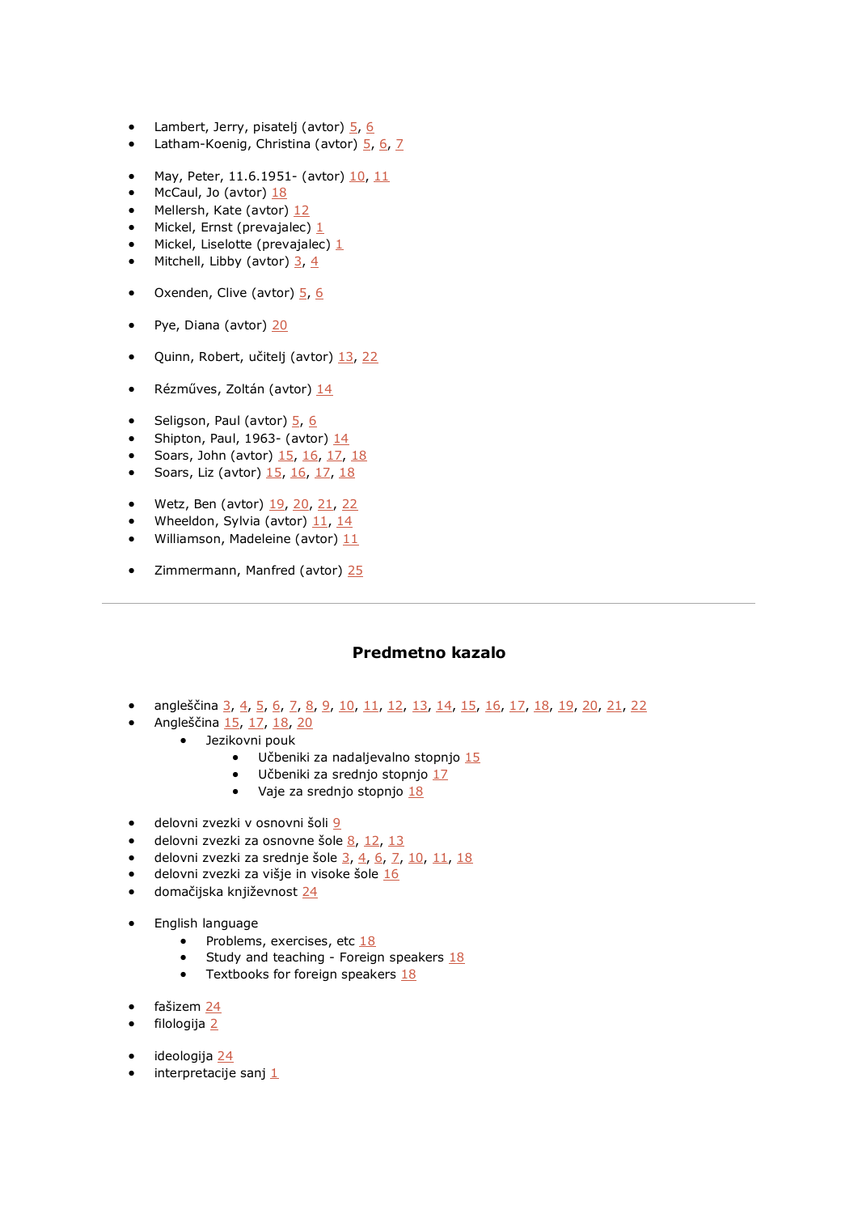- Lambert, Jerry, pisatelj (avtor) 5, 6
- Latham-Koenig, Christina (avtor) 5, 6, 7

- May, Peter, 11.6.1951- (avtor) 10, 11
- McCaul, Jo (avtor) 18
- Mellersh, Kate (avtor) 12
- Mickel, Ernst (prevajalec) 1
- Mickel, Liselotte (prevajalec) 1
- Mitchell, Libby (avtor) 3, 4

- Oxenden, Clive (avtor) 5, 6

- Pye, Diana (avtor) 20

- Quinn, Robert, učitelj (avtor) 13, 22

- Rézműves, Zoltán (avtor) 14

- Seligson, Paul (avtor) 5, 6
- Shipton, Paul, 1963- (avtor) 14
- Soars, John (avtor) 15, 16, 17, 18
- Soars, Liz (avtor) 15, 16, 17, 18

- Wetz, Ben (avtor) 19, 20, 21, 22
- Wheeldon, Sylvia (avtor) 11, 14
- Williamson, Madeleine (avtor) 11

- Zimmermann, Manfred (avtor) 25

---

## Predmetno kazalo

- angleščina 3, 4, 5, 6, 7, 8, 9, 10, 11, 12, 13, 14, 15, 16, 17, 18, 19, 20, 21, 22
- Angleščina 15, 17, 18, 20
  - Jezikovni pouk
    - Učbeniki za nadaljevalno stopnjo 15
    - Učbeniki za srednjo stopnjo 17
    - Vaje za srednjo stopnjo 18

- delovni zvezki v osnovni šoli 9
- delovni zvezki za osnovne šole 8, 12, 13
- delovni zvezki za srednje šole 3, 4, 6, 7, 10, 11, 18
- delovni zvezki za višje in visoke šole 16
- domačijska književnost 24

- English language
  - Problems, exercises, etc 18
  - Study and teaching - Foreign speakers 18
  - Textbooks for foreign speakers 18

- fašizem 24
- filologija 2

- ideologija 24
- interpretacije sanj 1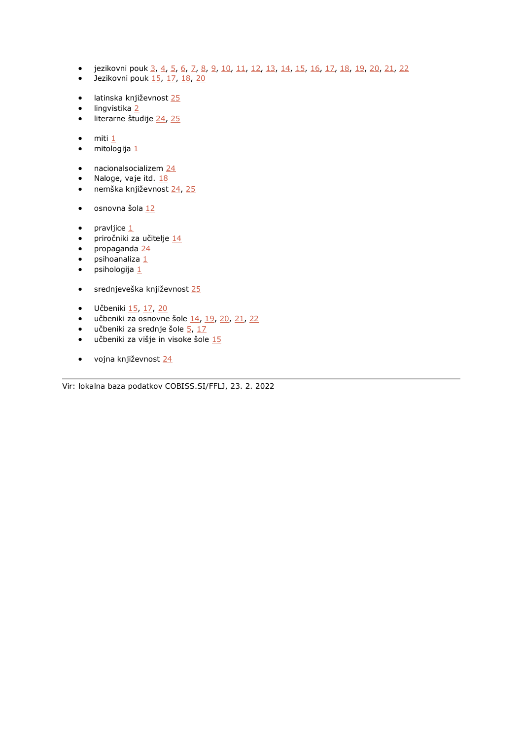- jezikovni pouk 3, 4, 5, 6, 7, 8, 9, 10, 11, 12, 13, 14, 15, 16, 17, 18, 19, 20, 21, 22
- Jezikovni pouk 15, 17, 18, 20

- latinska književnost 25
- lingvistika 2
- literarne študije 24, 25

- miti 1
- mitologija 1

- nacionalsocializem 24
- Naloge, vaje itd. 18
- nemška književnost 24, 25

- osnovna šola 12

- pravljice 1
- priročniki za učitelje 14
- propaganda 24
- psihoanaliza 1
- psihologija 1

- srednjeveška književnost 25

- Učbeniki 15, 17, 20
- učbeniki za osnovne šole 14, 19, 20, 21, 22
- učbeniki za srednje šole 5, 17
- učbeniki za višje in visoke šole 15

- vojna književnost 24

---

Vir: lokalna baza podatkov COBISS.SI/FFLJ, 23. 2. 2022